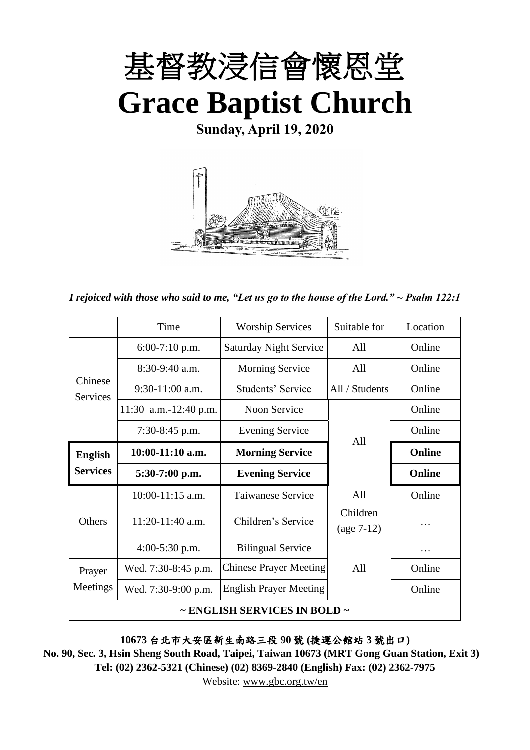# 基督教浸信會懷恩堂
# Grace Baptist Church

**Sunday, April 19, 2020**

*I rejoiced with those who said to me, "Let us go to the house of the Lord." ~ Psalm 122:1*

| | Time | Worship Services | Suitable for | Location |
|---|---|---|---|---|
| Chinese Services | 6:00-7:10 p.m. | Saturday Night Service | All | Online |
| | 8:30-9:40 a.m. | Morning Service | All | Online |
| | 9:30-11:00 a.m. | Students' Service | All / Students | Online |
| | 11:30 a.m.-12:40 p.m. | Noon Service | All | Online |
| | 7:30-8:45 p.m. | Evening Service | | Online |
| **English Services** | **10:00-11:10 a.m.** | **Morning Service** | | **Online** |
| | **5:30-7:00 p.m.** | **Evening Service** | | **Online** |
| Others | 10:00-11:15 a.m. | Taiwanese Service | All | Online |
| | 11:20-11:40 a.m. | Children's Service | Children (age 7-12) | … |
| | 4:00-5:30 p.m. | Bilingual Service | All | … |
| Prayer Meetings | Wed. 7:30-8:45 p.m. | Chinese Prayer Meeting | | Online |
| | Wed. 7:30-9:00 p.m. | English Prayer Meeting | | Online |
| **~ ENGLISH SERVICES IN BOLD ~** | | | | |

**10673 台北市大安區新生南路三段 90 號 (捷運公館站 3 號出口)**

**No. 90, Sec. 3, Hsin Sheng South Road, Taipei, Taiwan 10673 (MRT Gong Guan Station, Exit 3)**

**Tel: (02) 2362-5321 (Chinese) (02) 8369-2840 (English) Fax: (02) 2362-7975**

Website: www.gbc.org.tw/en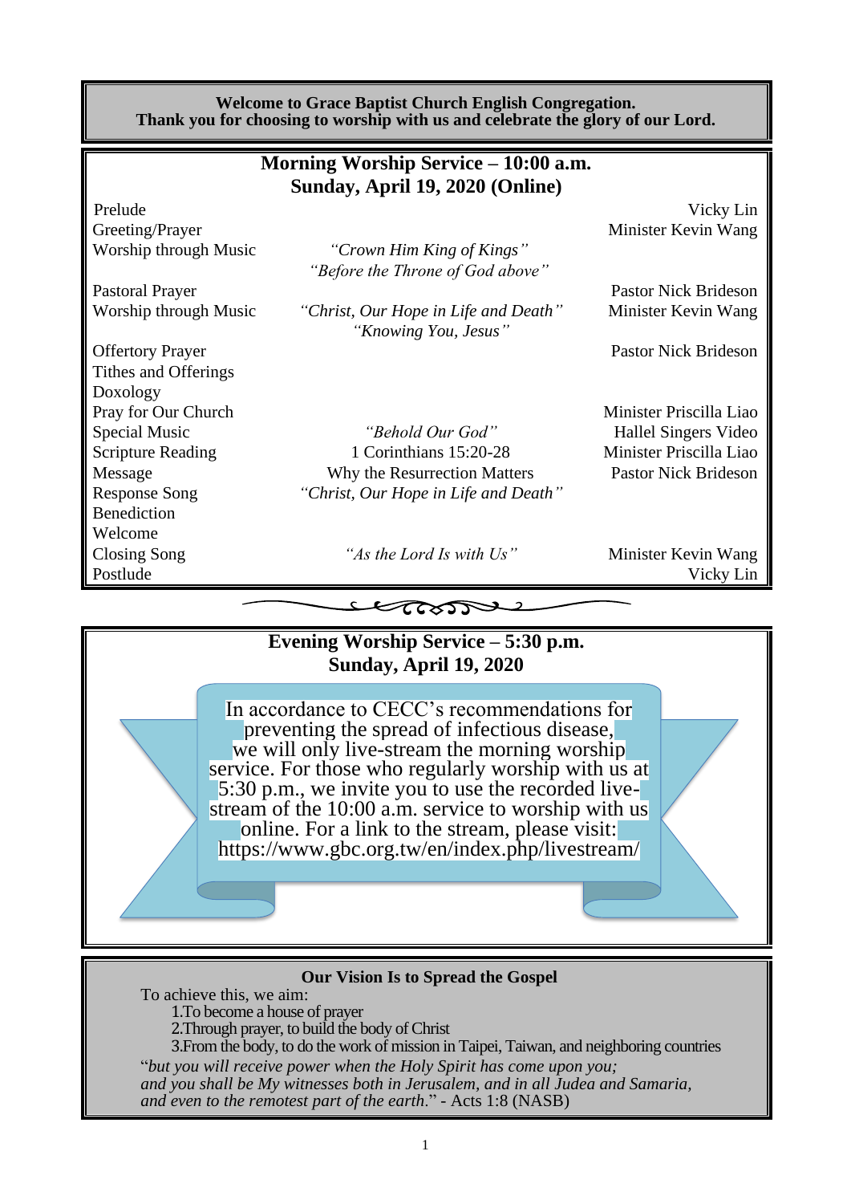**Welcome to Grace Baptist Church English Congregation.**
**Thank you for choosing to worship with us and celebrate the glory of our Lord.**

## Morning Worship Service – 10:00 a.m.
## Sunday, April 19, 2020 (Online)

| | | |
|---|---|---|
| Prelude | | Vicky Lin |
| Greeting/Prayer | | Minister Kevin Wang |
| Worship through Music | *"Crown Him King of Kings"* <br> *"Before the Throne of God above"* | |
| Pastoral Prayer | | Pastor Nick Brideson |
| Worship through Music | *"Christ, Our Hope in Life and Death"* <br> *"Knowing You, Jesus"* | Minister Kevin Wang |
| Offertory Prayer | | Pastor Nick Brideson |
| Tithes and Offerings | | |
| Doxology | | |
| Pray for Our Church | | Minister Priscilla Liao |
| Special Music | *"Behold Our God"* | Hallel Singers Video |
| Scripture Reading | 1 Corinthians 15:20-28 | Minister Priscilla Liao |
| Message | Why the Resurrection Matters | Pastor Nick Brideson |
| Response Song | *"Christ, Our Hope in Life and Death"* | |
| Benediction | | |
| Welcome | | |
| Closing Song | *"As the Lord Is with Us"* | Minister Kevin Wang |
| Postlude | | Vicky Lin |

## Evening Worship Service – 5:30 p.m.
## Sunday, April 19, 2020

In accordance to CECC's recommendations for preventing the spread of infectious disease, we will only live-stream the morning worship service. For those who regularly worship with us at 5:30 p.m., we invite you to use the recorded live-stream of the 10:00 a.m. service to worship with us online. For a link to the stream, please visit: https://www.gbc.org.tw/en/index.php/livestream/

**Our Vision Is to Spread the Gospel**

To achieve this, we aim:

1. To become a house of prayer
2. Through prayer, to build the body of Christ
3. From the body, to do the work of mission in Taipei, Taiwan, and neighboring countries

"*but you will receive power when the Holy Spirit has come upon you; and you shall be My witnesses both in Jerusalem, and in all Judea and Samaria, and even to the remotest part of the earth*." - Acts 1:8 (NASB)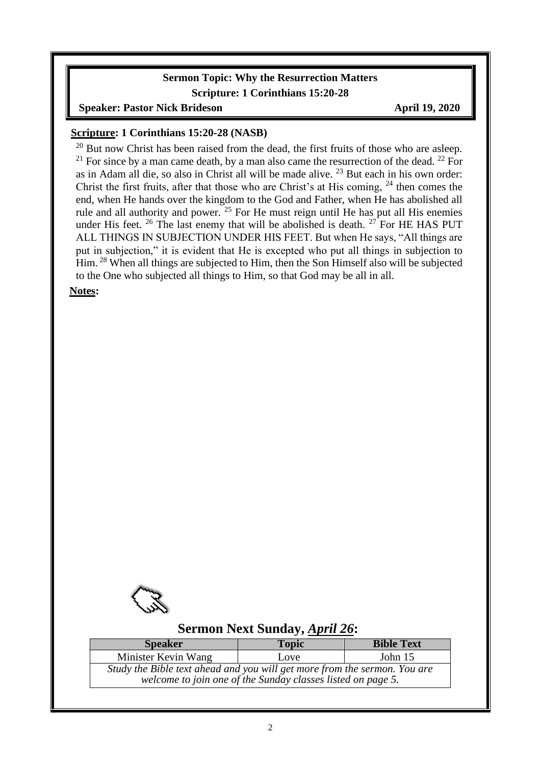**Sermon Topic: Why the Resurrection Matters**

**Scripture: 1 Corinthians 15:20-28**

**Speaker: Pastor Nick Brideson** **April 19, 2020**

**Scripture: 1 Corinthians 15:20-28 (NASB)**

[20] But now Christ has been raised from the dead, the first fruits of those who are asleep. [21] For since by a man came death, by a man also came the resurrection of the dead. [22] For as in Adam all die, so also in Christ all will be made alive. [23] But each in his own order: Christ the first fruits, after that those who are Christ's at His coming, [24] then comes the end, when He hands over the kingdom to the God and Father, when He has abolished all rule and all authority and power. [25] For He must reign until He has put all His enemies under His feet. [26] The last enemy that will be abolished is death. [27] For HE HAS PUT ALL THINGS IN SUBJECTION UNDER HIS FEET. But when He says, "All things are put in subjection," it is evident that He is excepted who put all things in subjection to Him. [28] When all things are subjected to Him, then the Son Himself also will be subjected to the One who subjected all things to Him, so that God may be all in all.

**Notes:**

## Sermon Next Sunday, *April 26*:

| Speaker | Topic | Bible Text |
|---|---|---|
| Minister Kevin Wang | Love | John 15 |
| *Study the Bible text ahead and you will get more from the sermon. You are welcome to join one of the Sunday classes listed on page 5.* | | |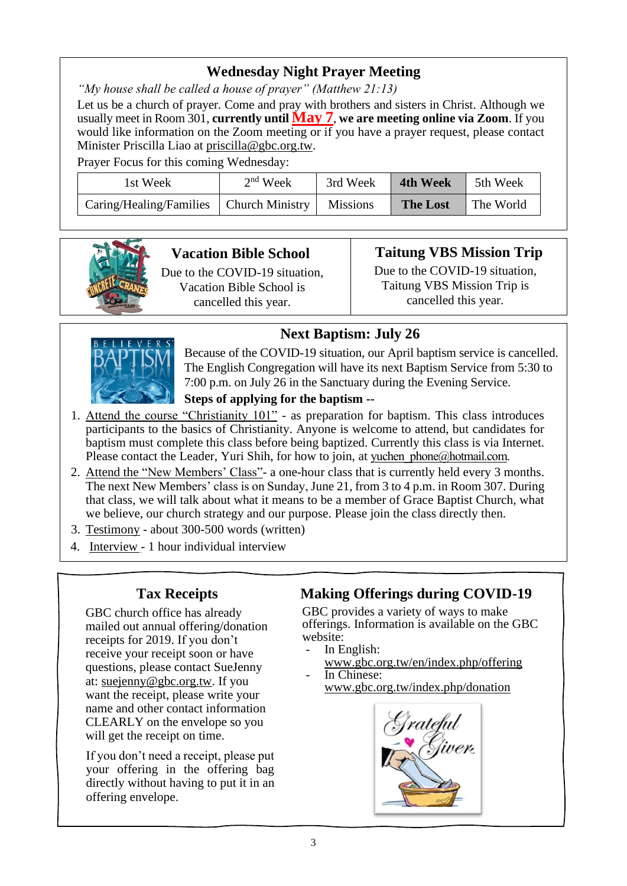## Wednesday Night Prayer Meeting

*"My house shall be called a house of prayer" (Matthew 21:13)*

Let us be a church of prayer. Come and pray with brothers and sisters in Christ. Although we usually meet in Room 301, **currently until May 7, we are meeting online via Zoom**. If you would like information on the Zoom meeting or if you have a prayer request, please contact Minister Priscilla Liao at priscilla@gbc.org.tw.

Prayer Focus for this coming Wednesday:

| 1st Week | 2nd Week | 3rd Week | **4th Week** | 5th Week |
|---|---|---|---|---|
| Caring/Healing/Families | Church Ministry | Missions | **The Lost** | The World |

## Vacation Bible School

Due to the COVID-19 situation, Vacation Bible School is cancelled this year.

## Taitung VBS Mission Trip

Due to the COVID-19 situation, Taitung VBS Mission Trip is cancelled this year.

## Next Baptism: July 26

Because of the COVID-19 situation, our April baptism service is cancelled. The English Congregation will have its next Baptism Service from 5:30 to 7:00 p.m. on July 26 in the Sanctuary during the Evening Service.

**Steps of applying for the baptism --**

1. Attend the course "Christianity 101" - as preparation for baptism. This class introduces participants to the basics of Christianity. Anyone is welcome to attend, but candidates for baptism must complete this class before being baptized. Currently this class is via Internet. Please contact the Leader, Yuri Shih, for how to join, at yuchen_phone@hotmail.com.
2. Attend the "New Members' Class"- a one-hour class that is currently held every 3 months. The next New Members' class is on Sunday, June 21, from 3 to 4 p.m. in Room 307. During that class, we will talk about what it means to be a member of Grace Baptist Church, what we believe, our church strategy and our purpose. Please join the class directly then.
3. Testimony - about 300-500 words (written)
4. Interview - 1 hour individual interview

## Tax Receipts

GBC church office has already mailed out annual offering/donation receipts for 2019. If you don't receive your receipt soon or have questions, please contact SueJenny at: suejenny@gbc.org.tw. If you want the receipt, please write your name and other contact information CLEARLY on the envelope so you will get the receipt on time.

If you don't need a receipt, please put your offering in the offering bag directly without having to put it in an offering envelope.

## Making Offerings during COVID-19

GBC provides a variety of ways to make offerings. Information is available on the GBC website:

- In English: www.gbc.org.tw/en/index.php/offering
- In Chinese: www.gbc.org.tw/index.php/donation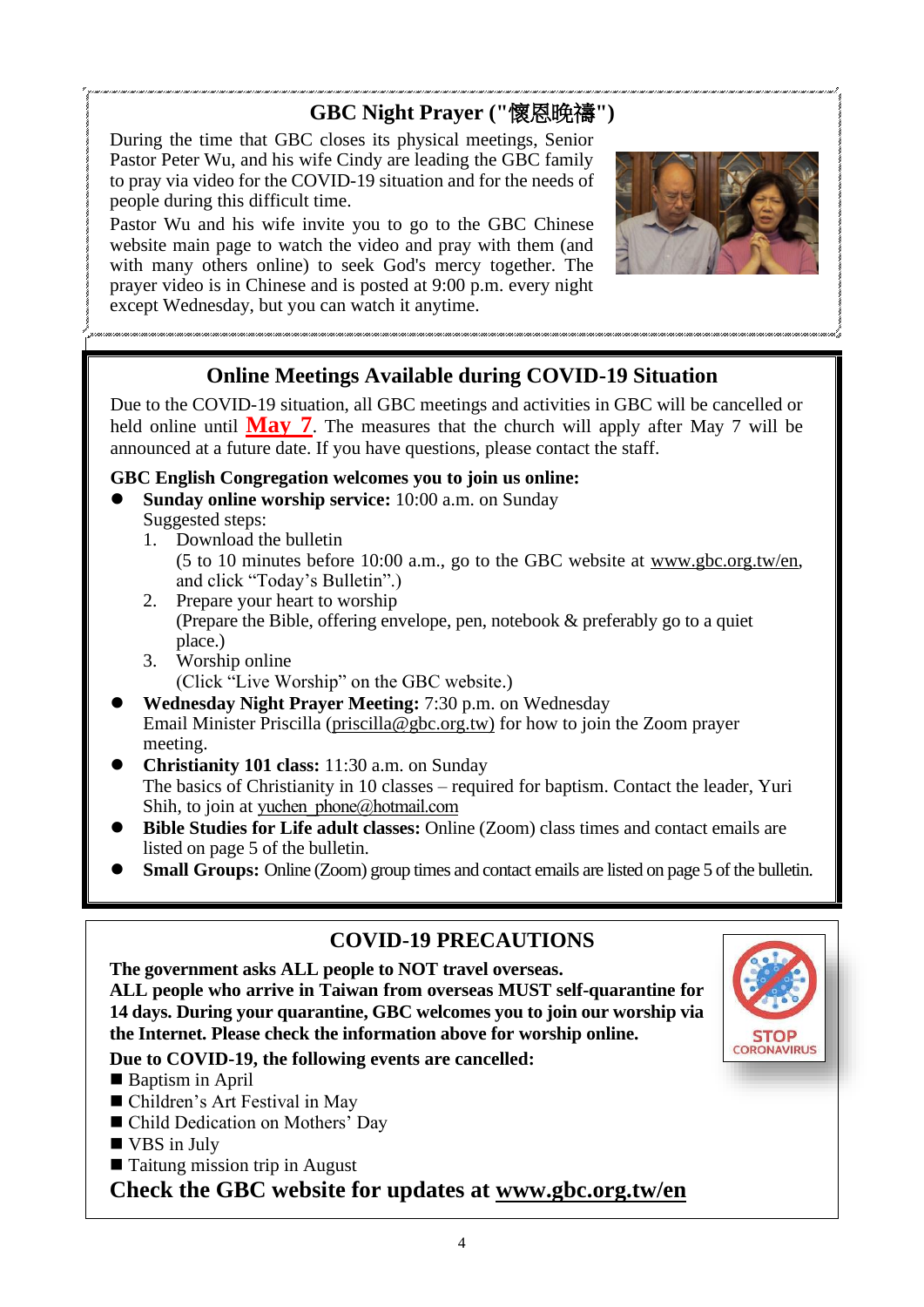## GBC Night Prayer ("懷恩晚禱")

During the time that GBC closes its physical meetings, Senior Pastor Peter Wu, and his wife Cindy are leading the GBC family to pray via video for the COVID-19 situation and for the needs of people during this difficult time.

Pastor Wu and his wife invite you to go to the GBC Chinese website main page to watch the video and pray with them (and with many others online) to seek God's mercy together. The prayer video is in Chinese and is posted at 9:00 p.m. every night except Wednesday, but you can watch it anytime.

## Online Meetings Available during COVID-19 Situation

Due to the COVID-19 situation, all GBC meetings and activities in GBC will be cancelled or held online until **May 7**. The measures that the church will apply after May 7 will be announced at a future date. If you have questions, please contact the staff.

**GBC English Congregation welcomes you to join us online:**

- **Sunday online worship service:** 10:00 a.m. on Sunday
  Suggested steps:
  1. Download the bulletin
     (5 to 10 minutes before 10:00 a.m., go to the GBC website at www.gbc.org.tw/en, and click “Today’s Bulletin”.)
  2. Prepare your heart to worship
     (Prepare the Bible, offering envelope, pen, notebook & preferably go to a quiet place.)
  3. Worship online
     (Click “Live Worship” on the GBC website.)
- **Wednesday Night Prayer Meeting:** 7:30 p.m. on Wednesday
  Email Minister Priscilla (priscilla@gbc.org.tw) for how to join the Zoom prayer meeting.
- **Christianity 101 class:** 11:30 a.m. on Sunday
  The basics of Christianity in 10 classes – required for baptism. Contact the leader, Yuri Shih, to join at yuchen_phone@hotmail.com
- **Bible Studies for Life adult classes:** Online (Zoom) class times and contact emails are listed on page 5 of the bulletin.
- **Small Groups:** Online (Zoom) group times and contact emails are listed on page 5 of the bulletin.

## COVID-19 PRECAUTIONS

**The government asks ALL people to NOT travel overseas.**
**ALL people who arrive in Taiwan from overseas MUST self-quarantine for 14 days. During your quarantine, GBC welcomes you to join our worship via the Internet. Please check the information above for worship online.**

**Due to COVID-19, the following events are cancelled:**

- Baptism in April
- Children’s Art Festival in May
- Child Dedication on Mothers’ Day
- VBS in July
- Taitung mission trip in August

**Check the GBC website for updates at www.gbc.org.tw/en**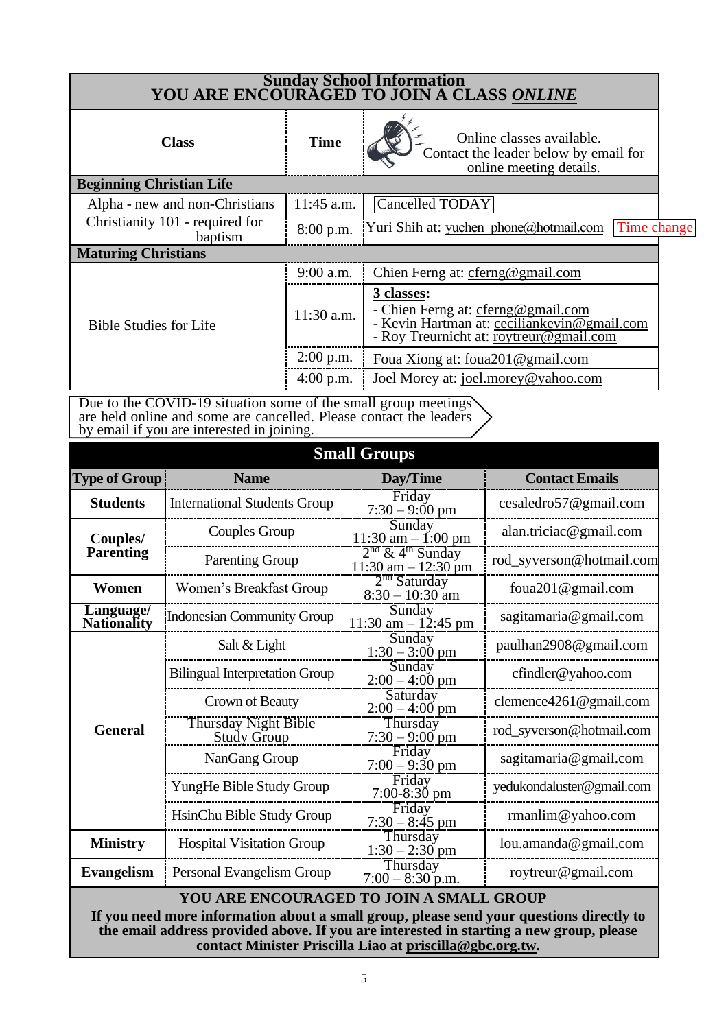## Sunday School Information
## YOU ARE ENCOURAGED TO JOIN A CLASS *ONLINE*

| Class | Time | Online classes available. Contact the leader below by email for online meeting details. |
|---|---|---|
| **Beginning Christian Life** | | |
| Alpha - new and non-Christians | 11:45 a.m. | Cancelled TODAY |
| Christianity 101 - required for baptism | 8:00 p.m. | Yuri Shih at: yuchen_phone@hotmail.com Time change |
| **Maturing Christians** | | |
| Bible Studies for Life | 9:00 a.m. | Chien Ferng at: cferng@gmail.com |
| | 11:30 a.m. | **3 classes:** - Chien Ferng at: cferng@gmail.com - Kevin Hartman at: ceciliankevin@gmail.com - Roy Treurnicht at: roytreur@gmail.com |
| | 2:00 p.m. | Foua Xiong at: foua201@gmail.com |
| | 4:00 p.m. | Joel Morey at: joel.morey@yahoo.com |

Due to the COVID-19 situation some of the small group meetings are held online and some are cancelled. Please contact the leaders by email if you are interested in joining.

## Small Groups

| Type of Group | Name | Day/Time | Contact Emails |
|---|---|---|---|
| **Students** | International Students Group | Friday 7:30 – 9:00 pm | cesaledro57@gmail.com |
| **Couples/ Parenting** | Couples Group | Sunday 11:30 am – 1:00 pm | alan.triciac@gmail.com |
| | Parenting Group | 2nd & 4th Sunday 11:30 am – 12:30 pm | rod_syverson@hotmail.com |
| **Women** | Women's Breakfast Group | 2nd Saturday 8:30 – 10:30 am | foua201@gmail.com |
| **Language/ Nationality** | Indonesian Community Group | Sunday 11:30 am – 12:45 pm | sagitamaria@gmail.com |
| **General** | Salt & Light | Sunday 1:30 – 3:00 pm | paulhan2908@gmail.com |
| | Bilingual Interpretation Group | Sunday 2:00 – 4:00 pm | cfindler@yahoo.com |
| | Crown of Beauty | Saturday 2:00 – 4:00 pm | clemence4261@gmail.com |
| | Thursday Night Bible Study Group | Thursday 7:30 – 9:00 pm | rod_syverson@hotmail.com |
| | NanGang Group | Friday 7:00 – 9:30 pm | sagitamaria@gmail.com |
| | YungHe Bible Study Group | Friday 7:00-8:30 pm | yedukondaluster@gmail.com |
| | HsinChu Bible Study Group | Friday 7:30 – 8:45 pm | rmanlim@yahoo.com |
| **Ministry** | Hospital Visitation Group | Thursday 1:30 – 2:30 pm | lou.amanda@gmail.com |
| **Evangelism** | Personal Evangelism Group | Thursday 7:00 – 8:30 p.m. | roytreur@gmail.com |

**YOU ARE ENCOURAGED TO JOIN A SMALL GROUP**

**If you need more information about a small group, please send your questions directly to the email address provided above. If you are interested in starting a new group, please contact Minister Priscilla Liao at priscilla@gbc.org.tw.**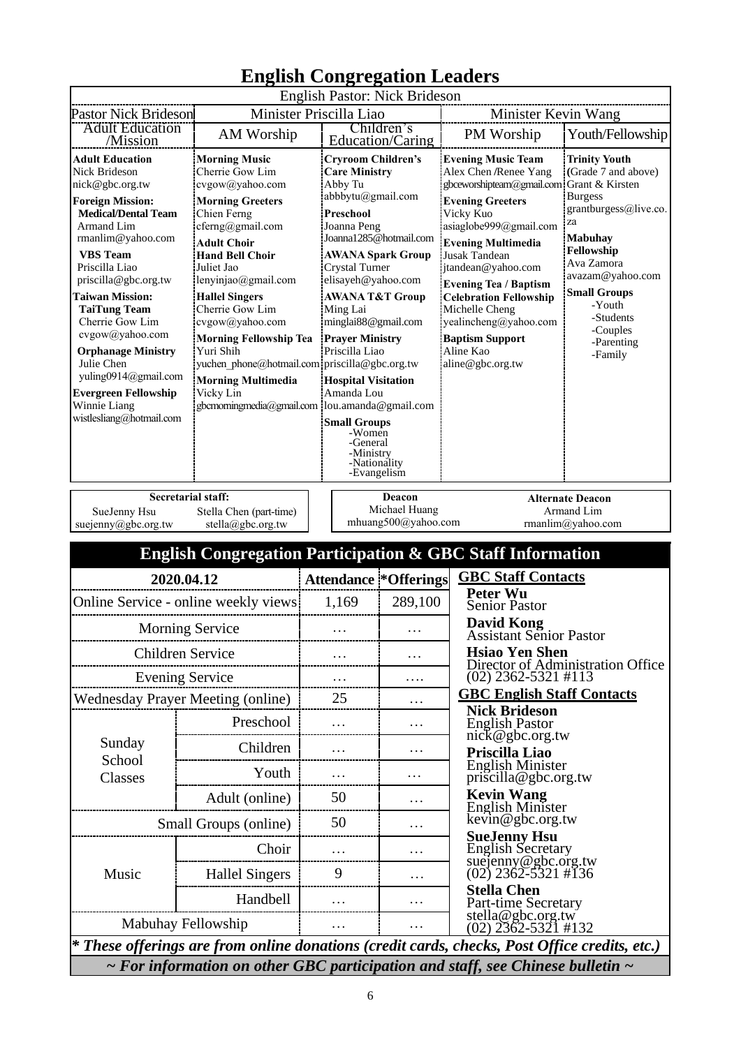# English Congregation Leaders

English Pastor: Nick Brideson

| Pastor Nick Brideson | Minister Priscilla Liao | | Minister Kevin Wang | |
|---|---|---|---|---|
| Adult Education /Mission | AM Worship | Children's Education/Caring | PM Worship | Youth/Fellowship |
| **Adult Education**<br>Nick Brideson<br>nick@gbc.org.tw<br>**Foreign Mission:**<br>**Medical/Dental Team**<br>Armand Lim<br>rmanlim@yahoo.com<br>**VBS Team**<br>Priscilla Liao<br>priscilla@gbc.org.tw<br>**Taiwan Mission:**<br>**TaiTung Team**<br>Cherrie Gow Lim<br>cvgow@yahoo.com<br>**Orphanage Ministry**<br>Julie Chen<br>yuling0914@gmail.com<br>**Evergreen Fellowship**<br>Winnie Liang<br>wistlesliang@hotmail.com | **Morning Music**<br>Cherrie Gow Lim<br>cvgow@yahoo.com<br>**Morning Greeters**<br>Chien Ferng<br>cferng@gmail.com<br>**Adult Choir**<br>**Hand Bell Choir**<br>Juliet Jao<br>lenyinjao@gmail.com<br>**Hallel Singers**<br>Cherrie Gow Lim<br>cvgow@yahoo.com<br>**Morning Fellowship Tea**<br>Yuri Shih<br>yuchen_phone@hotmail.com<br>**Morning Multimedia**<br>Vicky Lin<br>gbcmorningmedia@gmail.com | **Cryroom Children's Care Ministry**<br>Abby Tu<br>abbbytu@gmail.com<br>**Preschool**<br>Joanna Peng<br>Joanna1285@hotmail.com<br>**AWANA Spark Group**<br>Crystal Turner<br>elisayeh@yahoo.com<br>**AWANA T&T Group**<br>Ming Lai<br>minglai88@gmail.com<br>**Prayer Ministry**<br>Priscilla Liao<br>priscilla@gbc.org.tw<br>**Hospital Visitation**<br>Amanda Lou<br>lou.amanda@gmail.com<br>**Small Groups**<br>-Women<br>-General<br>-Ministry<br>-Nationality<br>-Evangelism | **Evening Music Team**<br>Alex Chen /Renee Yang<br>gbceworshipteam@gmail.com<br>**Evening Greeters**<br>Vicky Kuo<br>asiaglobe999@gmail.com<br>**Evening Multimedia**<br>Jusak Tandean<br>jtandean@yahoo.com<br>**Evening Tea / Baptism Celebration Fellowship**<br>Michelle Cheng<br>yealincheng@yahoo.com<br>**Baptism Support**<br>Aline Kao<br>aline@gbc.org.tw | **Trinity Youth** (Grade 7 and above)<br>Grant & Kirsten Burgess<br>grantburgess@live.co.za<br>**Mabuhay Fellowship**<br>Ava Zamora<br>avazam@yahoo.com<br>**Small Groups**<br>-Youth<br>-Students<br>-Couples<br>-Parenting<br>-Family |

**Secretarial staff:**
SueJenny Hsu — suejenny@gbc.org.tw
Stella Chen (part-time) — stella@gbc.org.tw

**Deacon**
Michael Huang — mhuang500@yahoo.com

**Alternate Deacon**
Armand Lim — rmanlim@yahoo.com

## English Congregation Participation & GBC Staff Information

| 2020.04.12 | | Attendance | *Offerings |
|---|---|---|---|
| Online Service - online weekly views | | 1,169 | 289,100 |
| Morning Service | | … | … |
| Children Service | | … | … |
| Evening Service | | … | …. |
| Wednesday Prayer Meeting (online) | | 25 | … |
| Sunday School Classes | Preschool | … | … |
| | Children | … | … |
| | Youth | … | … |
| | Adult (online) | 50 | … |
| Small Groups (online) | | 50 | … |
| Music | Choir | … | … |
| | Hallel Singers | 9 | … |
| | Handbell | … | … |
| Mabuhay Fellowship | | … | … |

**GBC Staff Contacts**

**Peter Wu**
Senior Pastor

**David Kong**
Assistant Senior Pastor

**Hsiao Yen Shen**
Director of Administration Office
(02) 2362-5321 #113

**GBC English Staff Contacts**

**Nick Brideson**
English Pastor
nick@gbc.org.tw

**Priscilla Liao**
English Minister
priscilla@gbc.org.tw

**Kevin Wang**
English Minister
kevin@gbc.org.tw

**SueJenny Hsu**
English Secretary
suejenny@gbc.org.tw
(02) 2362-5321 #136

**Stella Chen**
Part-time Secretary
stella@gbc.org.tw
(02) 2362-5321 #132

***\* These offerings are from online donations (credit cards, checks, Post Office credits, etc.)***

***~ For information on other GBC participation and staff, see Chinese bulletin ~***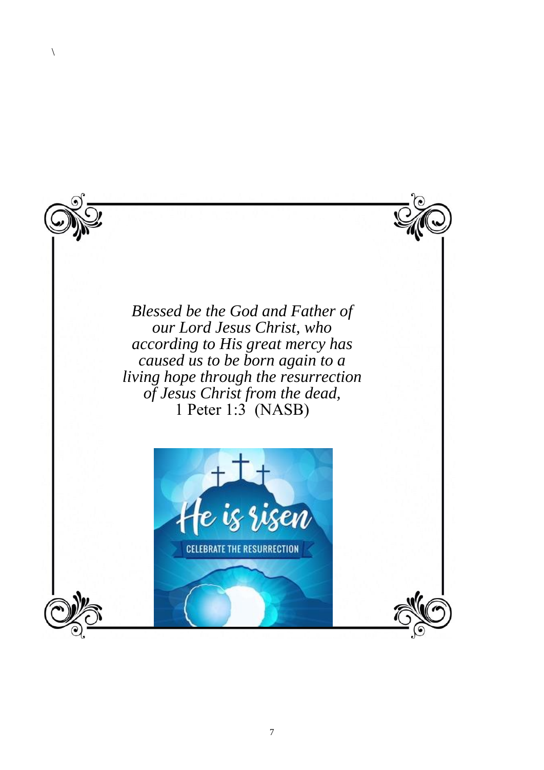\

*Blessed be the God and Father of our Lord Jesus Christ, who according to His great mercy has caused us to be born again to a living hope through the resurrection of Jesus Christ from the dead,*
1 Peter 1:3 (NASB)